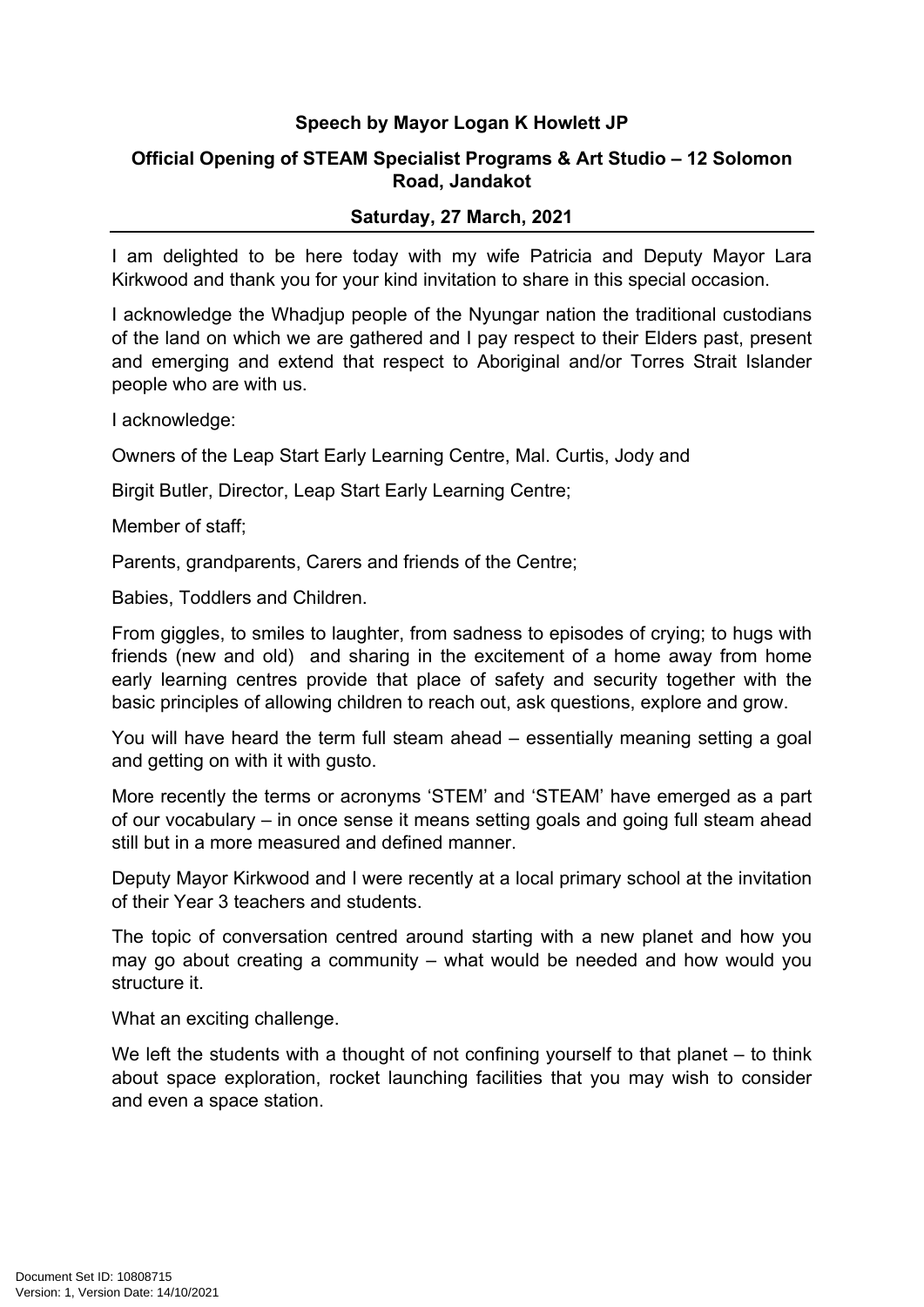**Speech by Mayor Logan K Howlett JP**

**Official Opening of STEAM Specialist Programs & Art Studio – 12 Solomon Road, Jandakot**

**Saturday, 27 March, 2021**

---

I am delighted to be here today with my wife Patricia and Deputy Mayor Lara Kirkwood and thank you for your kind invitation to share in this special occasion.

I acknowledge the Whadjup people of the Nyungar nation the traditional custodians of the land on which we are gathered and I pay respect to their Elders past, present and emerging and extend that respect to Aboriginal and/or Torres Strait Islander people who are with us.

I acknowledge:

Owners of the Leap Start Early Learning Centre, Mal. Curtis, Jody and

Birgit Butler, Director, Leap Start Early Learning Centre;

Member of staff;

Parents, grandparents, Carers and friends of the Centre;

Babies, Toddlers and Children.

From giggles, to smiles to laughter, from sadness to episodes of crying; to hugs with friends (new and old) and sharing in the excitement of a home away from home early learning centres provide that place of safety and security together with the basic principles of allowing children to reach out, ask questions, explore and grow.

You will have heard the term full steam ahead – essentially meaning setting a goal and getting on with it with gusto.

More recently the terms or acronyms 'STEM' and 'STEAM' have emerged as a part of our vocabulary – in once sense it means setting goals and going full steam ahead still but in a more measured and defined manner.

Deputy Mayor Kirkwood and I were recently at a local primary school at the invitation of their Year 3 teachers and students.

The topic of conversation centred around starting with a new planet and how you may go about creating a community – what would be needed and how would you structure it.

What an exciting challenge.

We left the students with a thought of not confining yourself to that planet – to think about space exploration, rocket launching facilities that you may wish to consider and even a space station.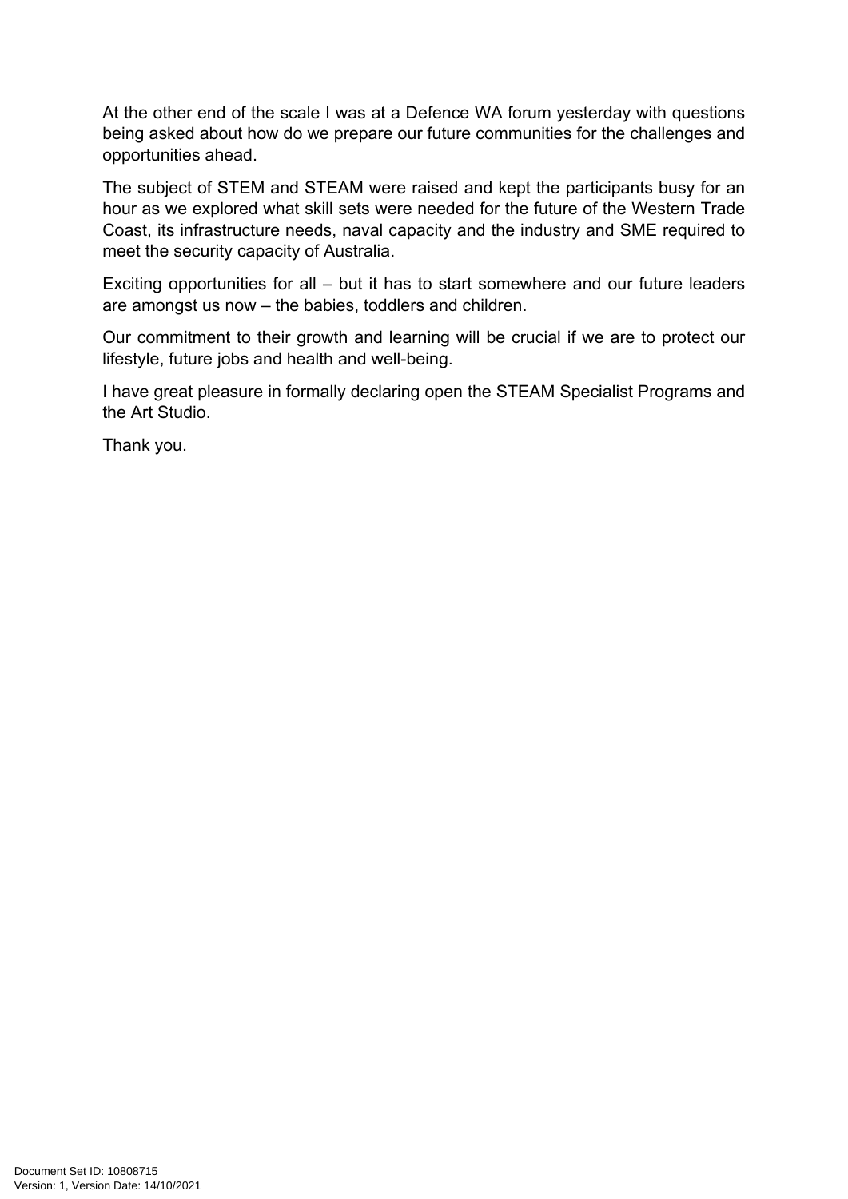At the other end of the scale I was at a Defence WA forum yesterday with questions being asked about how do we prepare our future communities for the challenges and opportunities ahead.

The subject of STEM and STEAM were raised and kept the participants busy for an hour as we explored what skill sets were needed for the future of the Western Trade Coast, its infrastructure needs, naval capacity and the industry and SME required to meet the security capacity of Australia.

Exciting opportunities for all – but it has to start somewhere and our future leaders are amongst us now – the babies, toddlers and children.

Our commitment to their growth and learning will be crucial if we are to protect our lifestyle, future jobs and health and well-being.

I have great pleasure in formally declaring open the STEAM Specialist Programs and the Art Studio.

Thank you.